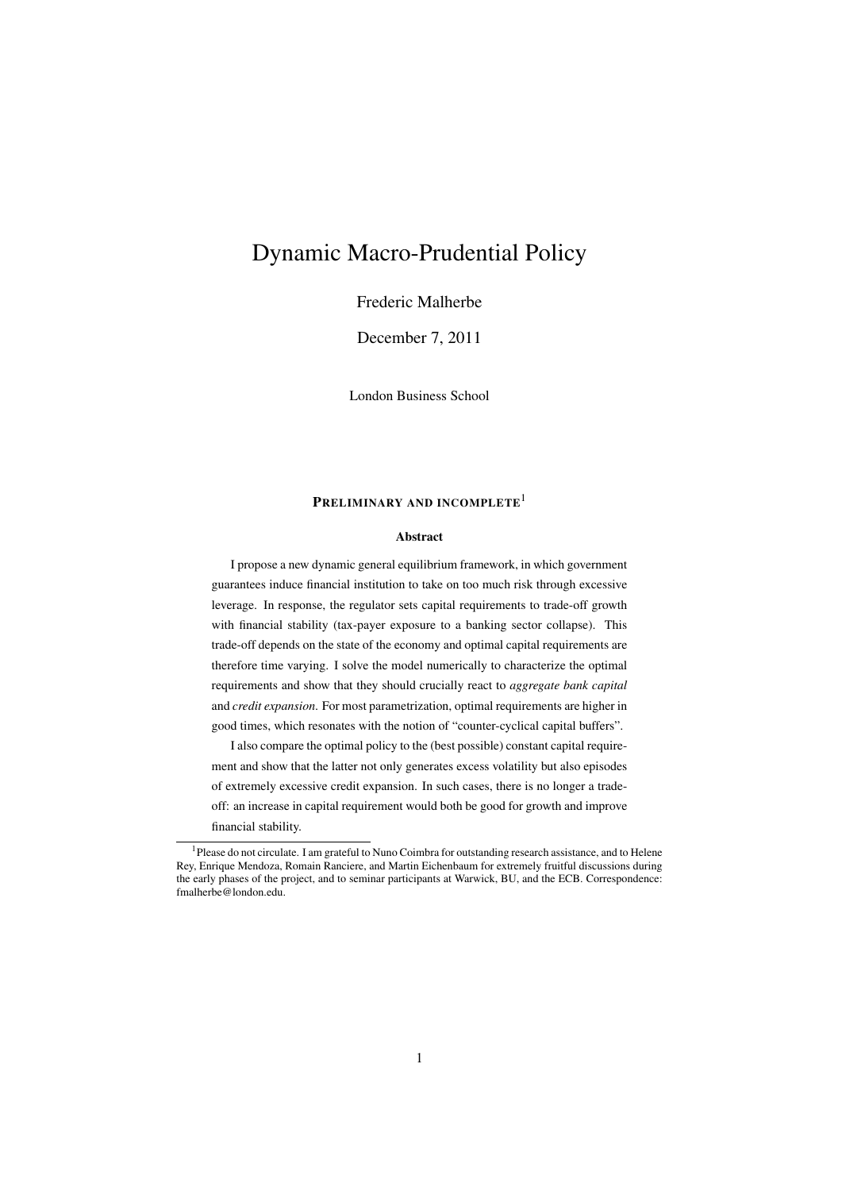# Dynamic Macro-Prudential Policy

Frederic Malherbe

December 7, 2011

London Business School

**PRELIMINARY AND INCOMPLETE**[1]

### Abstract

I propose a new dynamic general equilibrium framework, in which government guarantees induce financial institution to take on too much risk through excessive leverage. In response, the regulator sets capital requirements to trade-off growth with financial stability (tax-payer exposure to a banking sector collapse). This trade-off depends on the state of the economy and optimal capital requirements are therefore time varying. I solve the model numerically to characterize the optimal requirements and show that they should crucially react to *aggregate bank capital* and *credit expansion*. For most parametrization, optimal requirements are higher in good times, which resonates with the notion of "counter-cyclical capital buffers".

I also compare the optimal policy to the (best possible) constant capital requirement and show that the latter not only generates excess volatility but also episodes of extremely excessive credit expansion. In such cases, there is no longer a trade-off: an increase in capital requirement would both be good for growth and improve financial stability.

[1] Please do not circulate. I am grateful to Nuno Coimbra for outstanding research assistance, and to Helene Rey, Enrique Mendoza, Romain Ranciere, and Martin Eichenbaum for extremely fruitful discussions during the early phases of the project, and to seminar participants at Warwick, BU, and the ECB. Correspondence: fmalherbe@london.edu.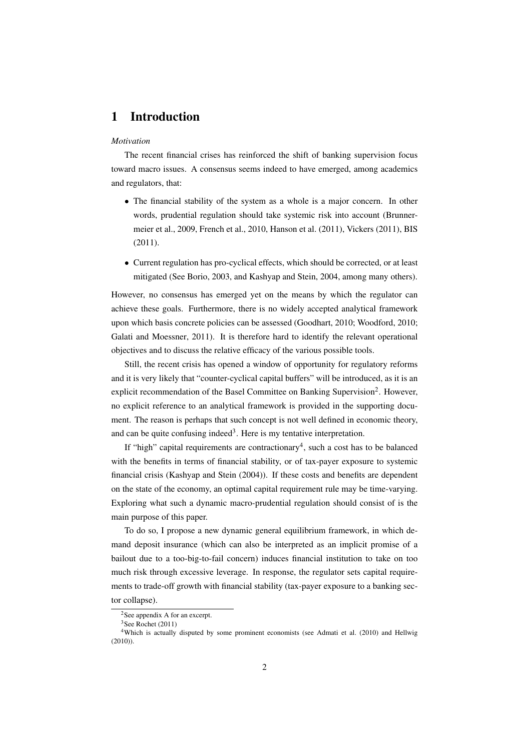# 1 Introduction

*Motivation*

The recent financial crises has reinforced the shift of banking supervision focus toward macro issues. A consensus seems indeed to have emerged, among academics and regulators, that:

- The financial stability of the system as a whole is a major concern. In other words, prudential regulation should take systemic risk into account (Brunnermeier et al., 2009, French et al., 2010, Hanson et al. (2011), Vickers (2011), BIS (2011).
- Current regulation has pro-cyclical effects, which should be corrected, or at least mitigated (See Borio, 2003, and Kashyap and Stein, 2004, among many others).

However, no consensus has emerged yet on the means by which the regulator can achieve these goals. Furthermore, there is no widely accepted analytical framework upon which basis concrete policies can be assessed (Goodhart, 2010; Woodford, 2010; Galati and Moessner, 2011). It is therefore hard to identify the relevant operational objectives and to discuss the relative efficacy of the various possible tools.

Still, the recent crisis has opened a window of opportunity for regulatory reforms and it is very likely that "counter-cyclical capital buffers" will be introduced, as it is an explicit recommendation of the Basel Committee on Banking Supervision[2]. However, no explicit reference to an analytical framework is provided in the supporting document. The reason is perhaps that such concept is not well defined in economic theory, and can be quite confusing indeed[3]. Here is my tentative interpretation.

If "high" capital requirements are contractionary[4], such a cost has to be balanced with the benefits in terms of financial stability, or of tax-payer exposure to systemic financial crisis (Kashyap and Stein (2004)). If these costs and benefits are dependent on the state of the economy, an optimal capital requirement rule may be time-varying. Exploring what such a dynamic macro-prudential regulation should consist of is the main purpose of this paper.

To do so, I propose a new dynamic general equilibrium framework, in which demand deposit insurance (which can also be interpreted as an implicit promise of a bailout due to a too-big-to-fail concern) induces financial institution to take on too much risk through excessive leverage. In response, the regulator sets capital requirements to trade-off growth with financial stability (tax-payer exposure to a banking sector collapse).

[2] See appendix A for an excerpt.

[3] See Rochet (2011)

[4] Which is actually disputed by some prominent economists (see Admati et al. (2010) and Hellwig (2010)).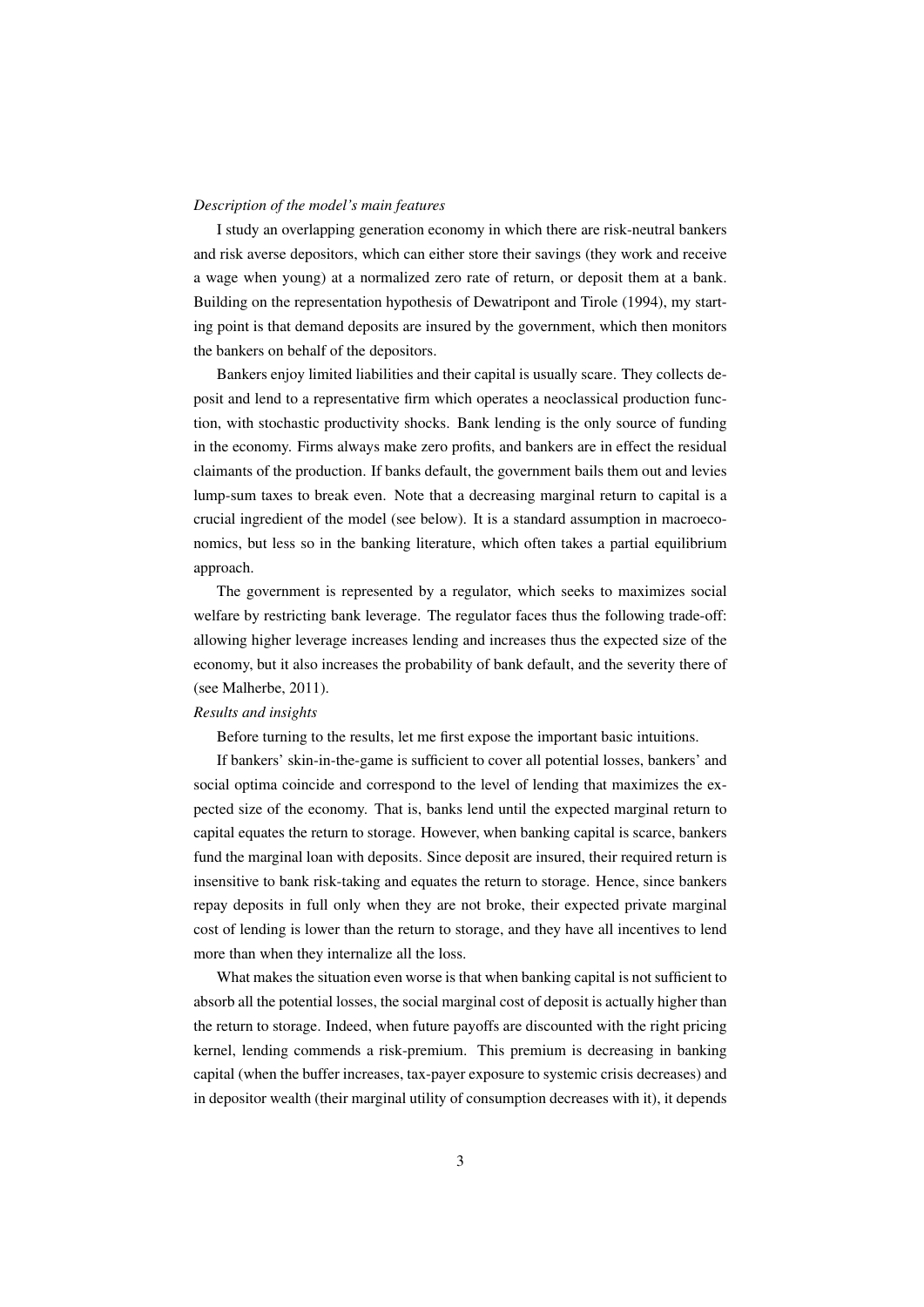*Description of the model's main features*

I study an overlapping generation economy in which there are risk-neutral bankers and risk averse depositors, which can either store their savings (they work and receive a wage when young) at a normalized zero rate of return, or deposit them at a bank. Building on the representation hypothesis of Dewatripont and Tirole (1994), my starting point is that demand deposits are insured by the government, which then monitors the bankers on behalf of the depositors.

Bankers enjoy limited liabilities and their capital is usually scare. They collects deposit and lend to a representative firm which operates a neoclassical production function, with stochastic productivity shocks. Bank lending is the only source of funding in the economy. Firms always make zero profits, and bankers are in effect the residual claimants of the production. If banks default, the government bails them out and levies lump-sum taxes to break even. Note that a decreasing marginal return to capital is a crucial ingredient of the model (see below). It is a standard assumption in macroeconomics, but less so in the banking literature, which often takes a partial equilibrium approach.

The government is represented by a regulator, which seeks to maximizes social welfare by restricting bank leverage. The regulator faces thus the following trade-off: allowing higher leverage increases lending and increases thus the expected size of the economy, but it also increases the probability of bank default, and the severity there of (see Malherbe, 2011).

*Results and insights*

Before turning to the results, let me first expose the important basic intuitions.

If bankers' skin-in-the-game is sufficient to cover all potential losses, bankers' and social optima coincide and correspond to the level of lending that maximizes the expected size of the economy. That is, banks lend until the expected marginal return to capital equates the return to storage. However, when banking capital is scarce, bankers fund the marginal loan with deposits. Since deposit are insured, their required return is insensitive to bank risk-taking and equates the return to storage. Hence, since bankers repay deposits in full only when they are not broke, their expected private marginal cost of lending is lower than the return to storage, and they have all incentives to lend more than when they internalize all the loss.

What makes the situation even worse is that when banking capital is not sufficient to absorb all the potential losses, the social marginal cost of deposit is actually higher than the return to storage. Indeed, when future payoffs are discounted with the right pricing kernel, lending commends a risk-premium. This premium is decreasing in banking capital (when the buffer increases, tax-payer exposure to systemic crisis decreases) and in depositor wealth (their marginal utility of consumption decreases with it), it depends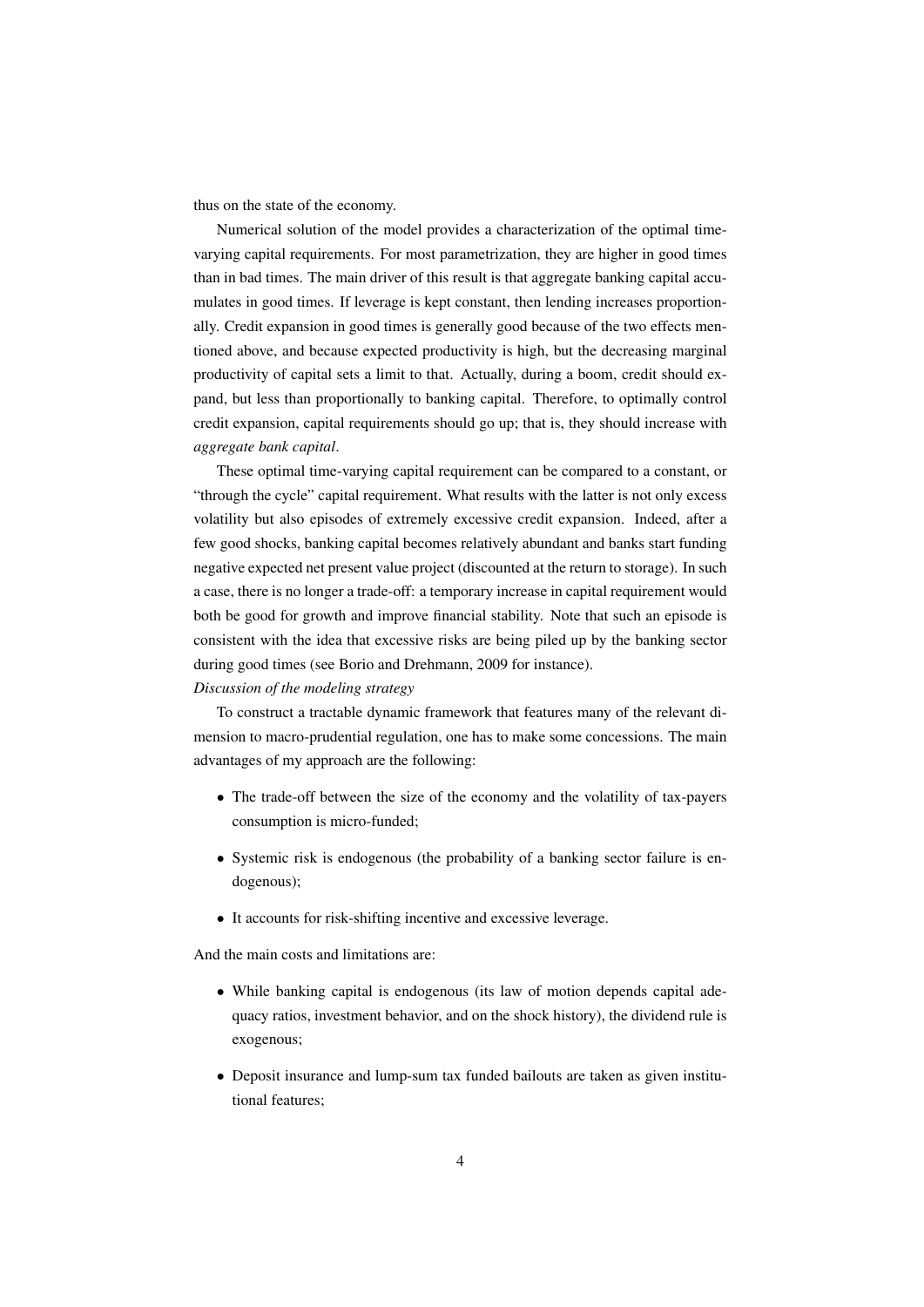thus on the state of the economy.

Numerical solution of the model provides a characterization of the optimal time-varying capital requirements. For most parametrization, they are higher in good times than in bad times. The main driver of this result is that aggregate banking capital accumulates in good times. If leverage is kept constant, then lending increases proportionally. Credit expansion in good times is generally good because of the two effects mentioned above, and because expected productivity is high, but the decreasing marginal productivity of capital sets a limit to that. Actually, during a boom, credit should expand, but less than proportionally to banking capital. Therefore, to optimally control credit expansion, capital requirements should go up; that is, they should increase with *aggregate bank capital*.

These optimal time-varying capital requirement can be compared to a constant, or "through the cycle" capital requirement. What results with the latter is not only excess volatility but also episodes of extremely excessive credit expansion. Indeed, after a few good shocks, banking capital becomes relatively abundant and banks start funding negative expected net present value project (discounted at the return to storage). In such a case, there is no longer a trade-off: a temporary increase in capital requirement would both be good for growth and improve financial stability. Note that such an episode is consistent with the idea that excessive risks are being piled up by the banking sector during good times (see Borio and Drehmann, 2009 for instance).

*Discussion of the modeling strategy*

To construct a tractable dynamic framework that features many of the relevant dimension to macro-prudential regulation, one has to make some concessions. The main advantages of my approach are the following:

- The trade-off between the size of the economy and the volatility of tax-payers consumption is micro-funded;
- Systemic risk is endogenous (the probability of a banking sector failure is endogenous);
- It accounts for risk-shifting incentive and excessive leverage.

And the main costs and limitations are:

- While banking capital is endogenous (its law of motion depends capital adequacy ratios, investment behavior, and on the shock history), the dividend rule is exogenous;
- Deposit insurance and lump-sum tax funded bailouts are taken as given institutional features;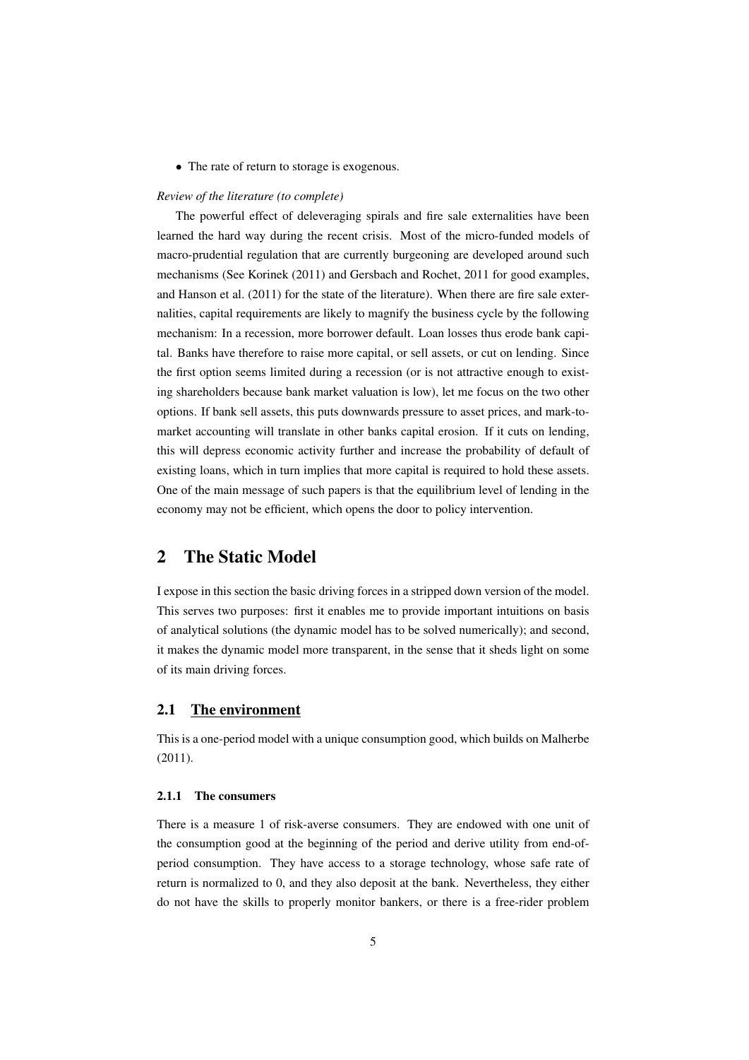- The rate of return to storage is exogenous.

*Review of the literature (to complete)*

The powerful effect of deleveraging spirals and fire sale externalities have been learned the hard way during the recent crisis. Most of the micro-funded models of macro-prudential regulation that are currently burgeoning are developed around such mechanisms (See Korinek (2011) and Gersbach and Rochet, 2011 for good examples, and Hanson et al. (2011) for the state of the literature). When there are fire sale externalities, capital requirements are likely to magnify the business cycle by the following mechanism: In a recession, more borrower default. Loan losses thus erode bank capital. Banks have therefore to raise more capital, or sell assets, or cut on lending. Since the first option seems limited during a recession (or is not attractive enough to existing shareholders because bank market valuation is low), let me focus on the two other options. If bank sell assets, this puts downwards pressure to asset prices, and mark-to-market accounting will translate in other banks capital erosion. If it cuts on lending, this will depress economic activity further and increase the probability of default of existing loans, which in turn implies that more capital is required to hold these assets. One of the main message of such papers is that the equilibrium level of lending in the economy may not be efficient, which opens the door to policy intervention.

# 2 The Static Model

I expose in this section the basic driving forces in a stripped down version of the model. This serves two purposes: first it enables me to provide important intuitions on basis of analytical solutions (the dynamic model has to be solved numerically); and second, it makes the dynamic model more transparent, in the sense that it sheds light on some of its main driving forces.

## 2.1 The environment

This is a one-period model with a unique consumption good, which builds on Malherbe (2011).

### 2.1.1 The consumers

There is a measure 1 of risk-averse consumers. They are endowed with one unit of the consumption good at the beginning of the period and derive utility from end-of-period consumption. They have access to a storage technology, whose safe rate of return is normalized to 0, and they also deposit at the bank. Nevertheless, they either do not have the skills to properly monitor bankers, or there is a free-rider problem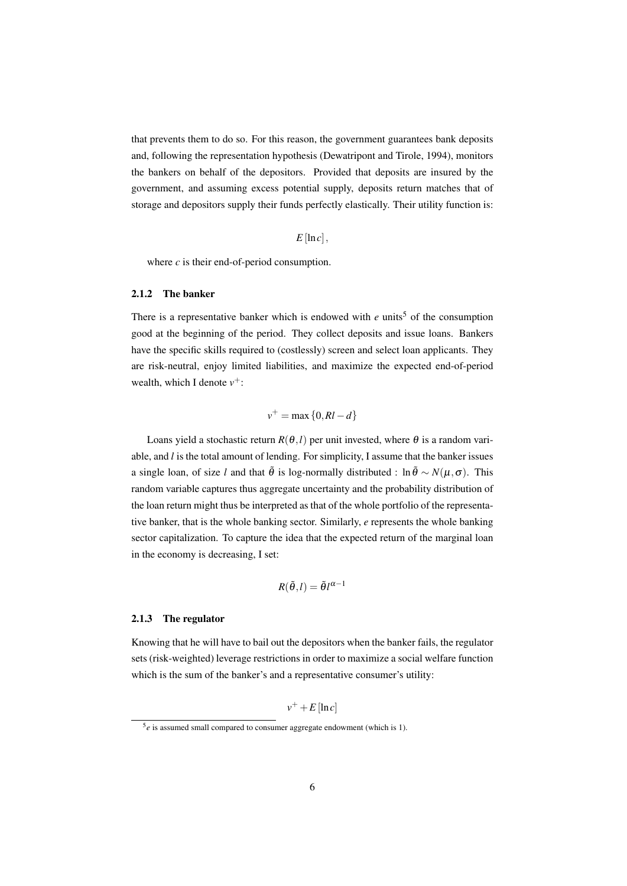that prevents them to do so. For this reason, the government guarantees bank deposits and, following the representation hypothesis (Dewatripont and Tirole, 1994), monitors the bankers on behalf of the depositors. Provided that deposits are insured by the government, and assuming excess potential supply, deposits return matches that of storage and depositors supply their funds perfectly elastically. Their utility function is:

$$E[\ln c],$$

where $c$ is their end-of-period consumption.

### 2.1.2 The banker

There is a representative banker which is endowed with $e$ units[5] of the consumption good at the beginning of the period. They collect deposits and issue loans. Bankers have the specific skills required to (costlessly) screen and select loan applicants. They are risk-neutral, enjoy limited liabilities, and maximize the expected end-of-period wealth, which I denote $v^+$:

$$v^+ = \max\{0, Rl - d\}$$

Loans yield a stochastic return $R(\theta, l)$ per unit invested, where $\theta$ is a random variable, and $l$ is the total amount of lending. For simplicity, I assume that the banker issues a single loan, of size $l$ and that $\tilde{\theta}$ is log-normally distributed : $\ln\tilde{\theta} \sim N(\mu, \sigma)$. This random variable captures thus aggregate uncertainty and the probability distribution of the loan return might thus be interpreted as that of the whole portfolio of the representative banker, that is the whole banking sector. Similarly, $e$ represents the whole banking sector capitalization. To capture the idea that the expected return of the marginal loan in the economy is decreasing, I set:

$$R(\tilde{\theta}, l) = \tilde{\theta} l^{\alpha - 1}$$

### 2.1.3 The regulator

Knowing that he will have to bail out the depositors when the banker fails, the regulator sets (risk-weighted) leverage restrictions in order to maximize a social welfare function which is the sum of the banker's and a representative consumer's utility:

$$v^+ + E[\ln c]$$

[5] $e$ is assumed small compared to consumer aggregate endowment (which is 1).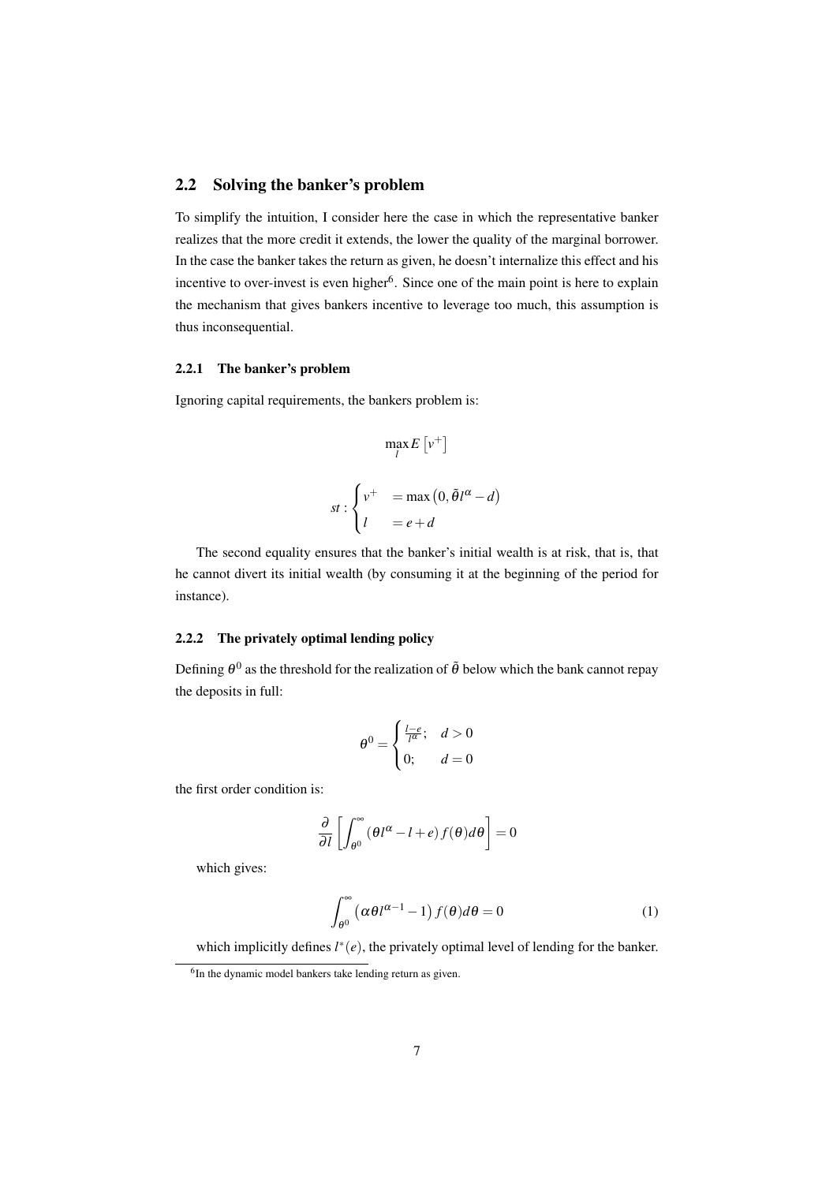## 2.2 Solving the banker's problem

To simplify the intuition, I consider here the case in which the representative banker realizes that the more credit it extends, the lower the quality of the marginal borrower. In the case the banker takes the return as given, he doesn't internalize this effect and his incentive to over-invest is even higher[6]. Since one of the main point is here to explain the mechanism that gives bankers incentive to leverage too much, this assumption is thus inconsequential.

### 2.2.1 The banker's problem

Ignoring capital requirements, the bankers problem is:

$$\max_{l} E\left[v^{+}\right]$$

$$st: \begin{cases} v^{+} & = \max\left(0, \tilde{\theta} l^{\alpha} - d\right) \\ l & = e + d \end{cases}$$

The second equality ensures that the banker's initial wealth is at risk, that is, that he cannot divert its initial wealth (by consuming it at the beginning of the period for instance).

### 2.2.2 The privately optimal lending policy

Defining $\theta^0$ as the threshold for the realization of $\tilde{\theta}$ below which the bank cannot repay the deposits in full:

$$\theta^0 = \begin{cases} \frac{l-e}{l^{\alpha}}; & d > 0 \\ 0; & d = 0 \end{cases}$$

the first order condition is:

$$\frac{\partial}{\partial l}\left[\int_{\theta^0}^{\infty} \left(\theta l^{\alpha} - l + e\right) f(\theta) d\theta\right] = 0$$

which gives:

$$\int_{\theta^0}^{\infty} \left(\alpha \theta l^{\alpha-1} - 1\right) f(\theta) d\theta = 0 \tag{1}$$

which implicitly defines $l^{*}(e)$, the privately optimal level of lending for the banker.

[6] In the dynamic model bankers take lending return as given.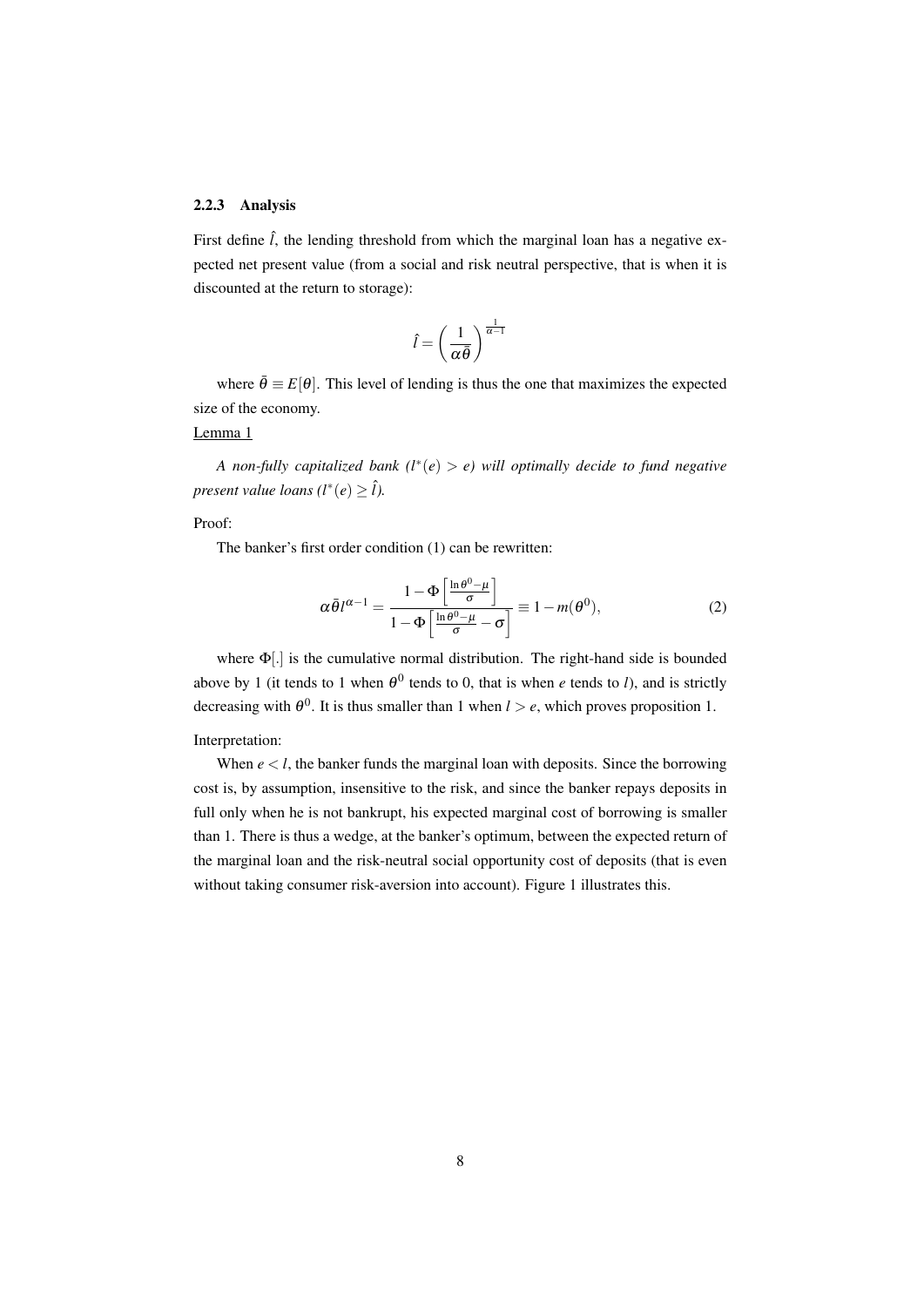### 2.2.3 Analysis

First define $\hat{l}$, the lending threshold from which the marginal loan has a negative expected net present value (from a social and risk neutral perspective, that is when it is discounted at the return to storage):

$$\hat{l} = \left(\frac{1}{\alpha\bar{\theta}}\right)^{\frac{1}{\alpha-1}}$$

where $\bar{\theta} \equiv E[\theta]$. This level of lending is thus the one that maximizes the expected size of the economy.

Lemma 1

*A non-fully capitalized bank ($l^*(e) > e$) will optimally decide to fund negative present value loans ($l^*(e) \geq \hat{l}$).*

Proof:

The banker's first order condition (1) can be rewritten:

$$\alpha\bar{\theta}l^{\alpha-1} = \frac{1-\Phi\left[\frac{\ln\theta^0-\mu}{\sigma}\right]}{1-\Phi\left[\frac{\ln\theta^0-\mu}{\sigma}-\sigma\right]} \equiv 1-m(\theta^0), \tag{2}$$

where $\Phi[.]$ is the cumulative normal distribution. The right-hand side is bounded above by 1 (it tends to 1 when $\theta^0$ tends to 0, that is when $e$ tends to $l$), and is strictly decreasing with $\theta^0$. It is thus smaller than 1 when $l > e$, which proves proposition 1.

Interpretation:

When $e < l$, the banker funds the marginal loan with deposits. Since the borrowing cost is, by assumption, insensitive to the risk, and since the banker repays deposits in full only when he is not bankrupt, his expected marginal cost of borrowing is smaller than 1. There is thus a wedge, at the banker's optimum, between the expected return of the marginal loan and the risk-neutral social opportunity cost of deposits (that is even without taking consumer risk-aversion into account). Figure 1 illustrates this.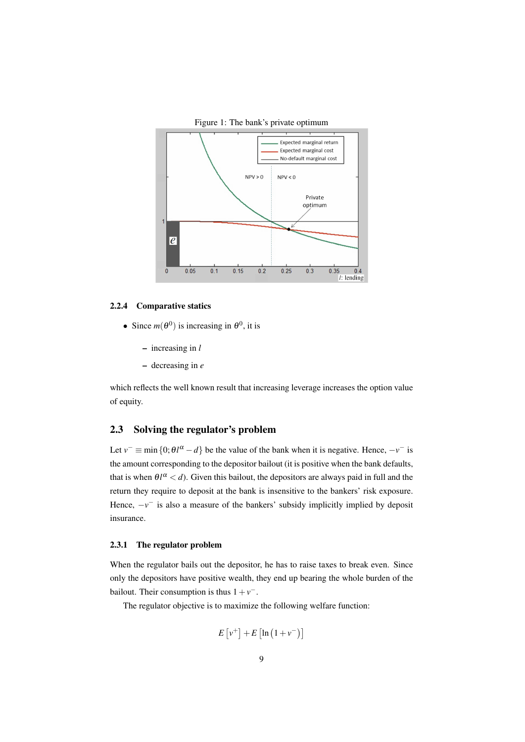Figure 1: The bank's private optimum

### 2.2.4 Comparative statics

- Since $m(\theta^0)$ is increasing in $\theta^0$, it is
  - increasing in $l$
  - decreasing in $e$

which reflects the well known result that increasing leverage increases the option value of equity.

## 2.3 Solving the regulator's problem

Let $v^- \equiv \min\{0; \theta l^\alpha - d\}$ be the value of the bank when it is negative. Hence, $-v^-$ is the amount corresponding to the depositor bailout (it is positive when the bank defaults, that is when $\theta l^\alpha < d$). Given this bailout, the depositors are always paid in full and the return they require to deposit at the bank is insensitive to the bankers' risk exposure. Hence, $-v^-$ is also a measure of the bankers' subsidy implicitly implied by deposit insurance.

### 2.3.1 The regulator problem

When the regulator bails out the depositor, he has to raise taxes to break even. Since only the depositors have positive wealth, they end up bearing the whole burden of the bailout. Their consumption is thus $1 + v^-$.

The regulator objective is to maximize the following welfare function:

$$E\left[v^+\right] + E\left[\ln\left(1 + v^-\right)\right]$$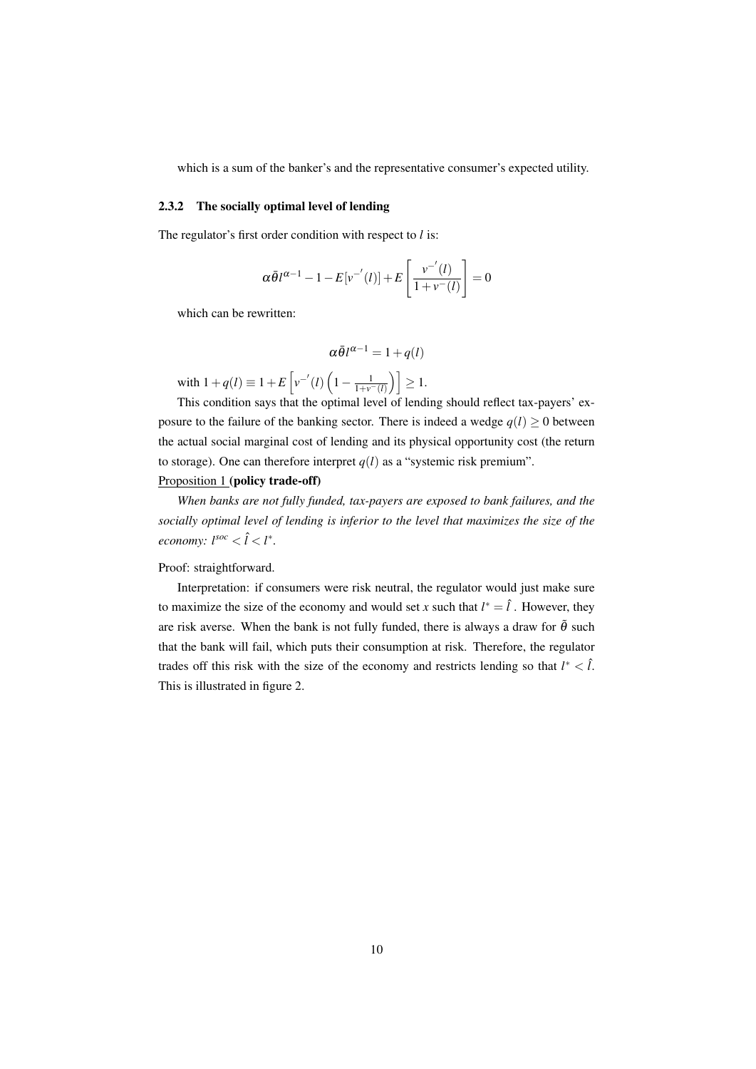which is a sum of the banker's and the representative consumer's expected utility.

### 2.3.2 The socially optimal level of lending

The regulator's first order condition with respect to $l$ is:

$$\alpha \bar{\theta} l^{\alpha-1} - 1 - E[v^{-'}(l)] + E\left[\frac{v^{-'}(l)}{1+v^{-}(l)}\right] = 0$$

which can be rewritten:

$$\alpha \bar{\theta} l^{\alpha-1} = 1 + q(l)$$

with $1+q(l) \equiv 1+E\left[v^{-'}(l)\left(1-\frac{1}{1+v^{-}(l)}\right)\right] \geq 1$.

This condition says that the optimal level of lending should reflect tax-payers' exposure to the failure of the banking sector. There is indeed a wedge $q(l) \geq 0$ between the actual social marginal cost of lending and its physical opportunity cost (the return to storage). One can therefore interpret $q(l)$ as a "systemic risk premium".

Proposition 1 **(policy trade-off)**

*When banks are not fully funded, tax-payers are exposed to bank failures, and the socially optimal level of lending is inferior to the level that maximizes the size of the economy:* $l^{soc} < \hat{l} < l^{*}$.

Proof: straightforward.

Interpretation: if consumers were risk neutral, the regulator would just make sure to maximize the size of the economy and would set $x$ such that $l^{*} = \hat{l}$ . However, they are risk averse. When the bank is not fully funded, there is always a draw for $\tilde{\theta}$ such that the bank will fail, which puts their consumption at risk. Therefore, the regulator trades off this risk with the size of the economy and restricts lending so that $l^{*} < \hat{l}$. This is illustrated in figure 2.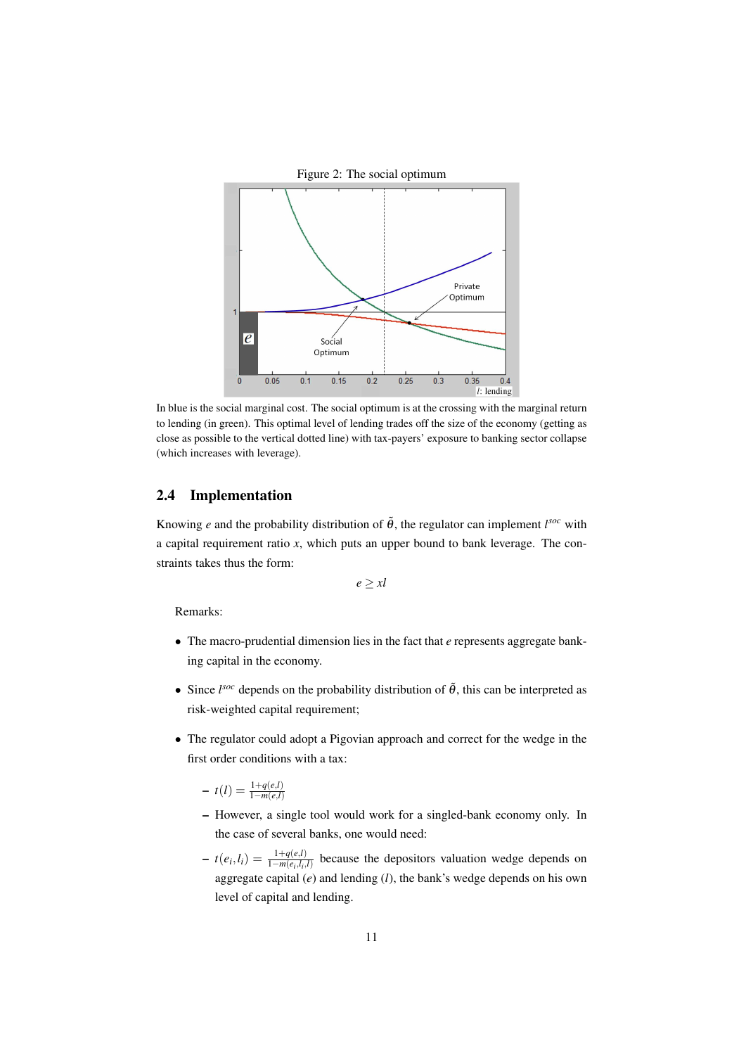Figure 2: The social optimum

In blue is the social marginal cost. The social optimum is at the crossing with the marginal return to lending (in green). This optimal level of lending trades off the size of the economy (getting as close as possible to the vertical dotted line) with tax-payers' exposure to banking sector collapse (which increases with leverage).

### 2.4 Implementation

Knowing $e$ and the probability distribution of $\tilde{\theta}$, the regulator can implement $l^{soc}$ with a capital requirement ratio $x$, which puts an upper bound to bank leverage. The constraints takes thus the form:

$$e \geq xl$$

Remarks:

- The macro-prudential dimension lies in the fact that $e$ represents aggregate banking capital in the economy.
- Since $l^{soc}$ depends on the probability distribution of $\tilde{\theta}$, this can be interpreted as risk-weighted capital requirement;
- The regulator could adopt a Pigovian approach and correct for the wedge in the first order conditions with a tax:
  - $t(l) = \frac{1+q(e,l)}{1-m(e,l)}$
  - However, a single tool would work for a singled-bank economy only. In the case of several banks, one would need:
  - $t(e_i, l_i) = \frac{1+q(e,l)}{1-m(e_i,l_i,l)}$ because the depositors valuation wedge depends on aggregate capital ($e$) and lending ($l$), the bank's wedge depends on his own level of capital and lending.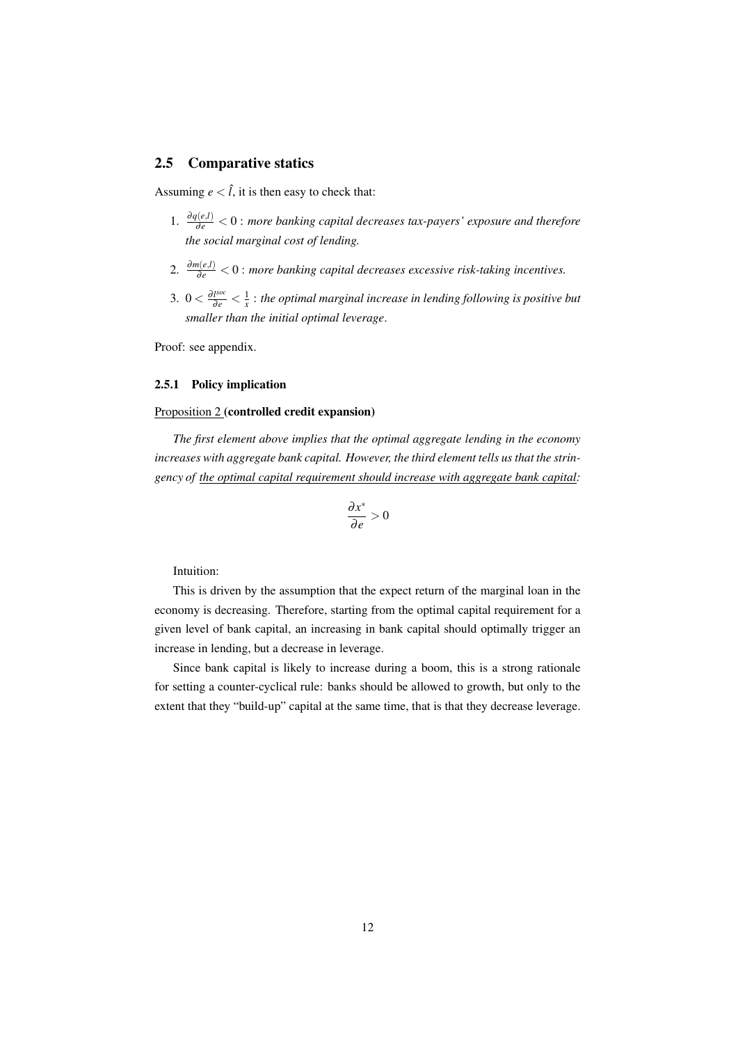## 2.5 Comparative statics

Assuming $e < \hat{l}$, it is then easy to check that:

1. $\frac{\partial q(e,l)}{\partial e} < 0$ : *more banking capital decreases tax-payers' exposure and therefore the social marginal cost of lending.*
2. $\frac{\partial m(e,l)}{\partial e} < 0$ : *more banking capital decreases excessive risk-taking incentives.*
3. $0 < \frac{\partial l^{soc}}{\partial e} < \frac{1}{x}$ : *the optimal marginal increase in lending following is positive but smaller than the initial optimal leverage*.

Proof: see appendix.

### 2.5.1 Policy implication

Proposition 2 (**controlled credit expansion**)

*The first element above implies that the optimal aggregate lending in the economy increases with aggregate bank capital. However, the third element tells us that the stringency of the optimal capital requirement should increase with aggregate bank capital:*

$$\frac{\partial x^*}{\partial e} > 0$$

Intuition:

This is driven by the assumption that the expect return of the marginal loan in the economy is decreasing. Therefore, starting from the optimal capital requirement for a given level of bank capital, an increasing in bank capital should optimally trigger an increase in lending, but a decrease in leverage.

Since bank capital is likely to increase during a boom, this is a strong rationale for setting a counter-cyclical rule: banks should be allowed to growth, but only to the extent that they "build-up" capital at the same time, that is that they decrease leverage.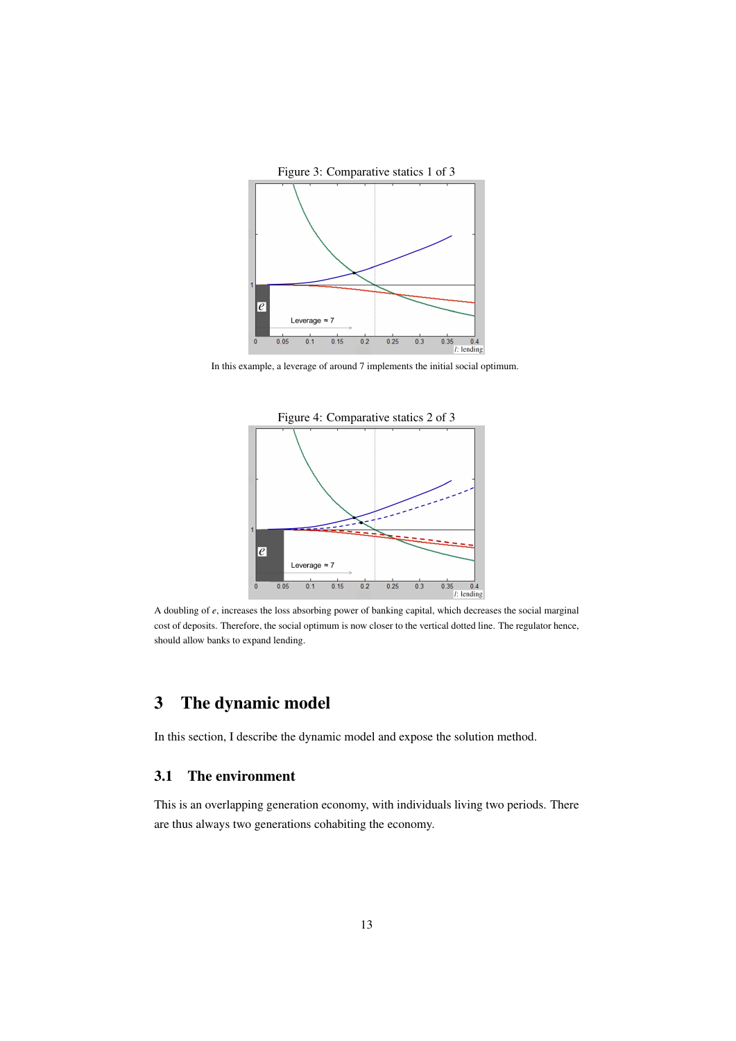Figure 3: Comparative statics 1 of 3

In this example, a leverage of around 7 implements the initial social optimum.

Figure 4: Comparative statics 2 of 3

A doubling of $e$, increases the loss absorbing power of banking capital, which decreases the social marginal cost of deposits. Therefore, the social optimum is now closer to the vertical dotted line. The regulator hence, should allow banks to expand lending.

# 3 The dynamic model

In this section, I describe the dynamic model and expose the solution method.

## 3.1 The environment

This is an overlapping generation economy, with individuals living two periods. There are thus always two generations cohabiting the economy.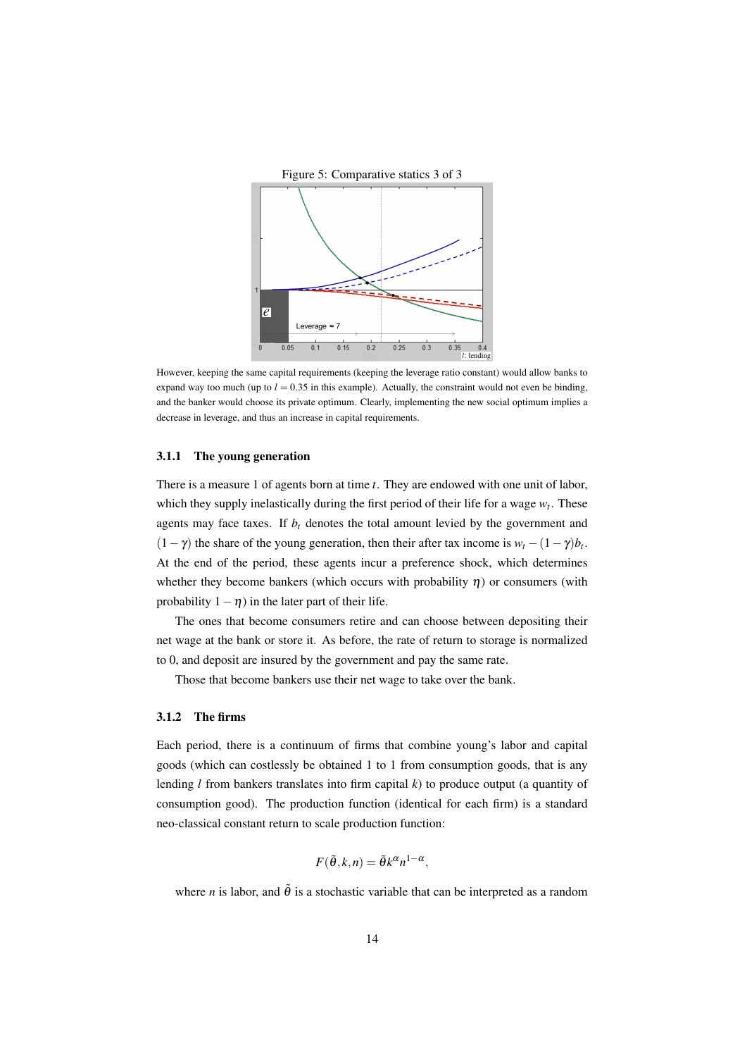Figure 5: Comparative statics 3 of 3

However, keeping the same capital requirements (keeping the leverage ratio constant) would allow banks to expand way too much (up to $l = 0.35$ in this example). Actually, the constraint would not even be binding, and the banker would choose its private optimum. Clearly, implementing the new social optimum implies a decrease in leverage, and thus an increase in capital requirements.

### 3.1.1 The young generation

There is a measure 1 of agents born at time $t$. They are endowed with one unit of labor, which they supply inelastically during the first period of their life for a wage $w_t$. These agents may face taxes. If $b_t$ denotes the total amount levied by the government and $(1-\gamma)$ the share of the young generation, then their after tax income is $w_t - (1-\gamma)b_t$. At the end of the period, these agents incur a preference shock, which determines whether they become bankers (which occurs with probability $\eta$) or consumers (with probability $1-\eta$) in the later part of their life.

The ones that become consumers retire and can choose between depositing their net wage at the bank or store it. As before, the rate of return to storage is normalized to 0, and deposit are insured by the government and pay the same rate.

Those that become bankers use their net wage to take over the bank.

### 3.1.2 The firms

Each period, there is a continuum of firms that combine young's labor and capital goods (which can costlessly be obtained 1 to 1 from consumption goods, that is any lending $l$ from bankers translates into firm capital $k$) to produce output (a quantity of consumption good). The production function (identical for each firm) is a standard neo-classical constant return to scale production function:

$$F(\tilde{\theta}, k, n) = \tilde{\theta} k^{\alpha} n^{1-\alpha},$$

where $n$ is labor, and $\tilde{\theta}$ is a stochastic variable that can be interpreted as a random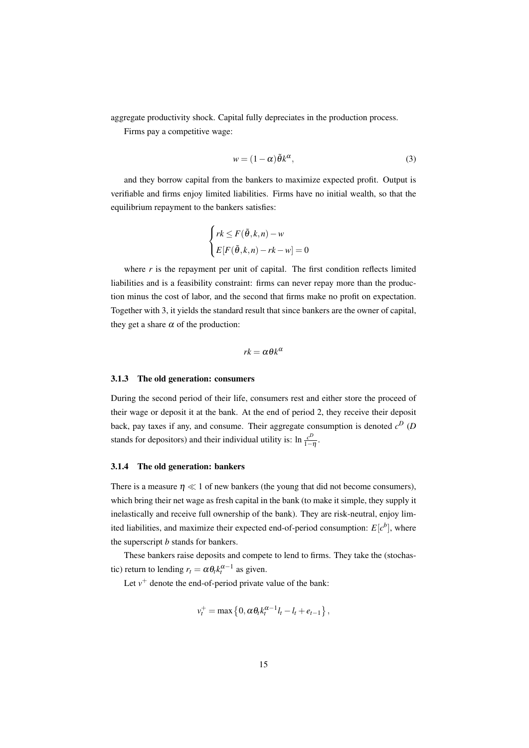aggregate productivity shock. Capital fully depreciates in the production process.

Firms pay a competitive wage:

$$w = (1-\alpha)\tilde{\theta}k^{\alpha}, \tag{3}$$

and they borrow capital from the bankers to maximize expected profit. Output is verifiable and firms enjoy limited liabilities. Firms have no initial wealth, so that the equilibrium repayment to the bankers satisfies:

$$\begin{cases} rk \leq F(\tilde{\theta},k,n) - w \\ E[F(\tilde{\theta},k,n) - rk - w] = 0 \end{cases}$$

where $r$ is the repayment per unit of capital. The first condition reflects limited liabilities and is a feasibility constraint: firms can never repay more than the production minus the cost of labor, and the second that firms make no profit on expectation. Together with 3, it yields the standard result that since bankers are the owner of capital, they get a share $\alpha$ of the production:

$$rk = \alpha\theta k^{\alpha}$$

### 3.1.3 The old generation: consumers

During the second period of their life, consumers rest and either store the proceed of their wage or deposit it at the bank. At the end of period 2, they receive their deposit back, pay taxes if any, and consume. Their aggregate consumption is denoted $c^D$ ($D$ stands for depositors) and their individual utility is: $\ln \frac{c^D}{1-\eta}$.

### 3.1.4 The old generation: bankers

There is a measure $\eta \ll 1$ of new bankers (the young that did not become consumers), which bring their net wage as fresh capital in the bank (to make it simple, they supply it inelastically and receive full ownership of the bank). They are risk-neutral, enjoy limited liabilities, and maximize their expected end-of-period consumption: $E[c^b]$, where the superscript $b$ stands for bankers.

These bankers raise deposits and compete to lend to firms. They take the (stochastic) return to lending $r_t = \alpha\theta_t k_t^{\alpha-1}$ as given.

Let $v^+$ denote the end-of-period private value of the bank:

$$v_t^+ = \max\left\{0, \alpha\theta_t k_t^{\alpha-1} l_t - l_t + e_{t-1}\right\},$$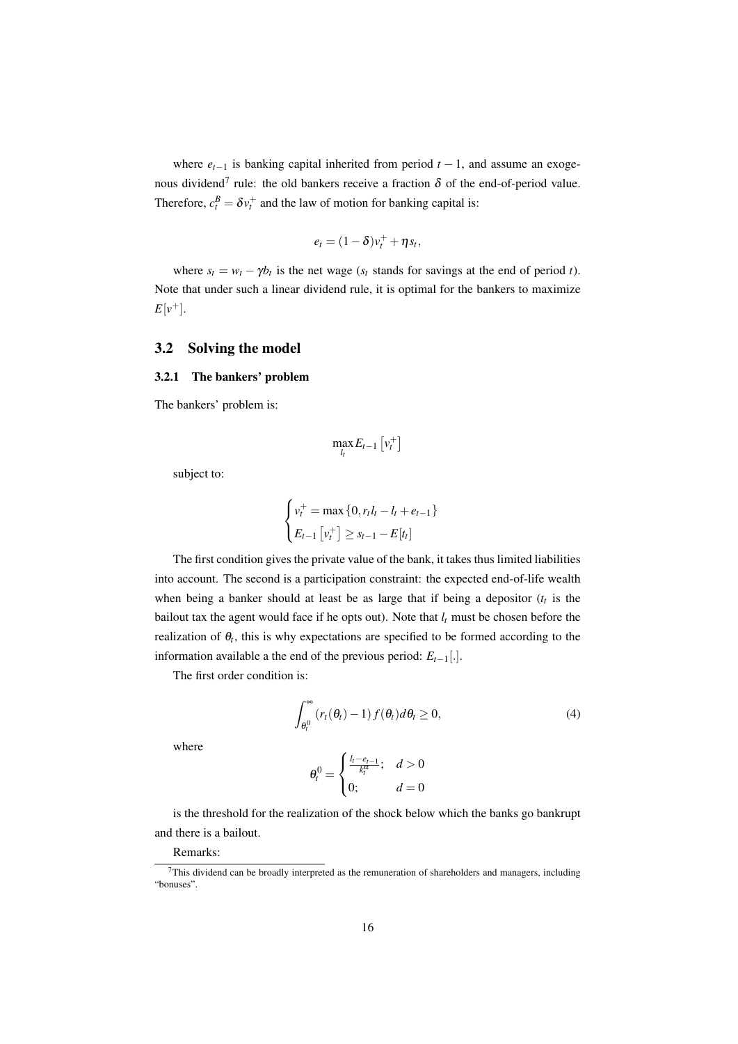where $e_{t-1}$ is banking capital inherited from period $t-1$, and assume an exogenous dividend[7] rule: the old bankers receive a fraction $\delta$ of the end-of-period value. Therefore, $c_t^B = \delta v_t^+$ and the law of motion for banking capital is:

$$e_t = (1-\delta)v_t^+ + \eta s_t,$$

where $s_t = w_t - \gamma b_t$ is the net wage ($s_t$ stands for savings at the end of period $t$). Note that under such a linear dividend rule, it is optimal for the bankers to maximize $E[v^+]$.

## 3.2 Solving the model

### 3.2.1 The bankers' problem

The bankers' problem is:

$$\max_{l_t} E_{t-1}\left[v_t^+\right]$$

subject to:

$$\begin{cases} v_t^+ = \max\left\{0, r_t l_t - l_t + e_{t-1}\right\} \\ E_{t-1}\left[v_t^+\right] \geq s_{t-1} - E[t_t] \end{cases}$$

The first condition gives the private value of the bank, it takes thus limited liabilities into account. The second is a participation constraint: the expected end-of-life wealth when being a banker should at least be as large that if being a depositor ($t_t$ is the bailout tax the agent would face if he opts out). Note that $l_t$ must be chosen before the realization of $\theta_t$, this is why expectations are specified to be formed according to the information available a the end of the previous period: $E_{t-1}[.]$.

The first order condition is:

$$\int_{\theta_t^0}^{\infty} (r_t(\theta_t) - 1) f(\theta_t) d\theta_t \geq 0, \tag{4}$$

where

$$\theta_t^0 = \begin{cases} \frac{l_t - e_{t-1}}{k_t^{\alpha}}; & d > 0 \\ 0; & d = 0 \end{cases}$$

is the threshold for the realization of the shock below which the banks go bankrupt and there is a bailout.

Remarks:

[7] This dividend can be broadly interpreted as the remuneration of shareholders and managers, including "bonuses".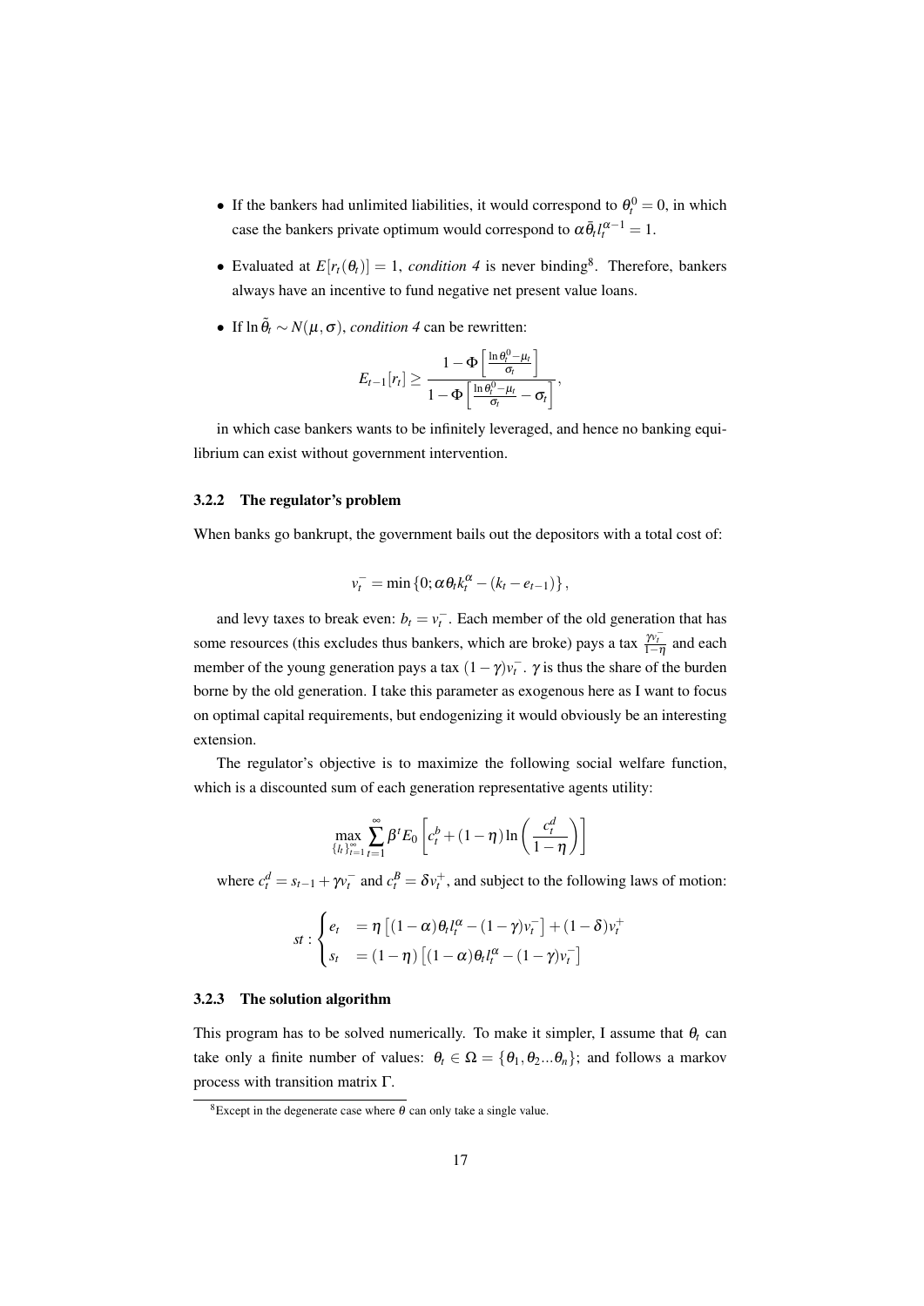- If the bankers had unlimited liabilities, it would correspond to $\theta_t^0 = 0$, in which case the bankers private optimum would correspond to $\alpha \bar{\theta}_t l_t^{\alpha-1} = 1$.

- Evaluated at $E[r_t(\theta_t)] = 1$, *condition 4* is never binding[8]. Therefore, bankers always have an incentive to fund negative net present value loans.

- If $\ln \tilde{\theta}_t \sim N(\mu, \sigma)$, *condition 4* can be rewritten:

$$E_{t-1}[r_t] \geq \frac{1 - \Phi\left[\frac{\ln \theta_t^0 - \mu_t}{\sigma_t}\right]}{1 - \Phi\left[\frac{\ln \theta_t^0 - \mu_t}{\sigma_t} - \sigma_t\right]},$$

in which case bankers wants to be infinitely leveraged, and hence no banking equilibrium can exist without government intervention.

### 3.2.2 The regulator's problem

When banks go bankrupt, the government bails out the depositors with a total cost of:

$$v_t^- = \min\left\{0; \alpha \theta_t k_t^\alpha - (k_t - e_{t-1})\right\},$$

and levy taxes to break even: $b_t = v_t^-$. Each member of the old generation that has some resources (this excludes thus bankers, which are broke) pays a tax $\frac{\gamma v_t^-}{1-\eta}$ and each member of the young generation pays a tax $(1-\gamma)v_t^-$. $\gamma$ is thus the share of the burden borne by the old generation. I take this parameter as exogenous here as I want to focus on optimal capital requirements, but endogenizing it would obviously be an interesting extension.

The regulator's objective is to maximize the following social welfare function, which is a discounted sum of each generation representative agents utility:

$$\max_{\{l_t\}_{t=1}^\infty} \sum_{t=1}^\infty \beta^t E_0 \left[c_t^b + (1-\eta) \ln\left(\frac{c_t^d}{1-\eta}\right)\right]$$

where $c_t^d = s_{t-1} + \gamma v_t^-$ and $c_t^B = \delta v_t^+$, and subject to the following laws of motion:

$$st: \begin{cases} e_t &= \eta\left[(1-\alpha)\theta_t l_t^\alpha - (1-\gamma)v_t^-\right] + (1-\delta)v_t^+ \\ s_t &= (1-\eta)\left[(1-\alpha)\theta_t l_t^\alpha - (1-\gamma)v_t^-\right] \end{cases}$$

### 3.2.3 The solution algorithm

This program has to be solved numerically. To make it simpler, I assume that $\theta_t$ can take only a finite number of values: $\theta_t \in \Omega = \{\theta_1, \theta_2 ... \theta_n\}$; and follows a markov process with transition matrix $\Gamma$.

[8] Except in the degenerate case where $\theta$ can only take a single value.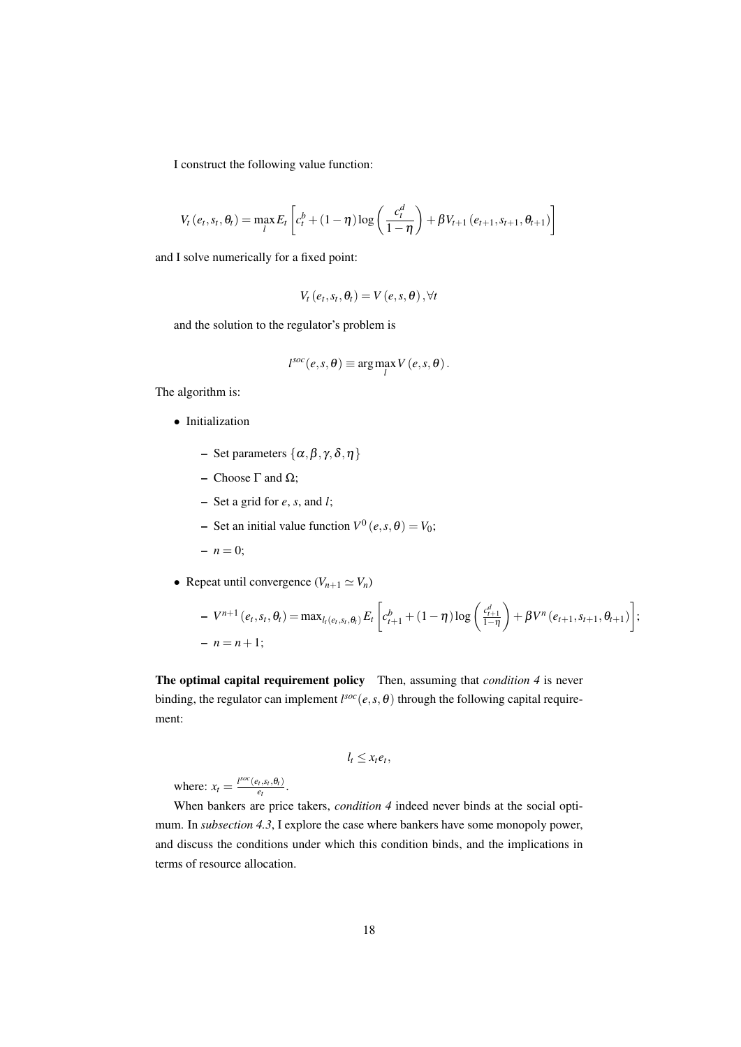I construct the following value function:

$$V_t(e_t, s_t, \theta_t) = \max_l E_t \left[ c_t^b + (1-\eta) \log \left( \frac{c_t^d}{1-\eta} \right) + \beta V_{t+1}(e_{t+1}, s_{t+1}, \theta_{t+1}) \right]$$

and I solve numerically for a fixed point:

$$V_t(e_t, s_t, \theta_t) = V(e, s, \theta), \forall t$$

and the solution to the regulator's problem is

$$l^{soc}(e, s, \theta) \equiv \arg\max_l V(e, s, \theta).$$

The algorithm is:

- Initialization
  - Set parameters $\{\alpha, \beta, \gamma, \delta, \eta\}$
  - Choose $\Gamma$ and $\Omega$;
  - Set a grid for $e$, $s$, and $l$;
  - Set an initial value function $V^0(e, s, \theta) = V_0$;
  - $n = 0$;
- Repeat until convergence ($V_{n+1} \simeq V_n$)
  - $V^{n+1}(e_t, s_t, \theta_t) = \max_{l_t(e_t, s_t, \theta_t)} E_t \left[ c_{t+1}^b + (1-\eta) \log \left( \frac{c_{t+1}^d}{1-\eta} \right) + \beta V^n(e_{t+1}, s_{t+1}, \theta_{t+1}) \right]$;
  - $n = n + 1$;

**The optimal capital requirement policy** Then, assuming that *condition 4* is never binding, the regulator can implement $l^{soc}(e, s, \theta)$ through the following capital requirement:

$$l_t \leq x_t e_t,$$

where: $x_t = \frac{l^{soc}(e_t, s_t, \theta_t)}{e_t}$.

When bankers are price takers, *condition 4* indeed never binds at the social optimum. In *subsection 4.3*, I explore the case where bankers have some monopoly power, and discuss the conditions under which this condition binds, and the implications in terms of resource allocation.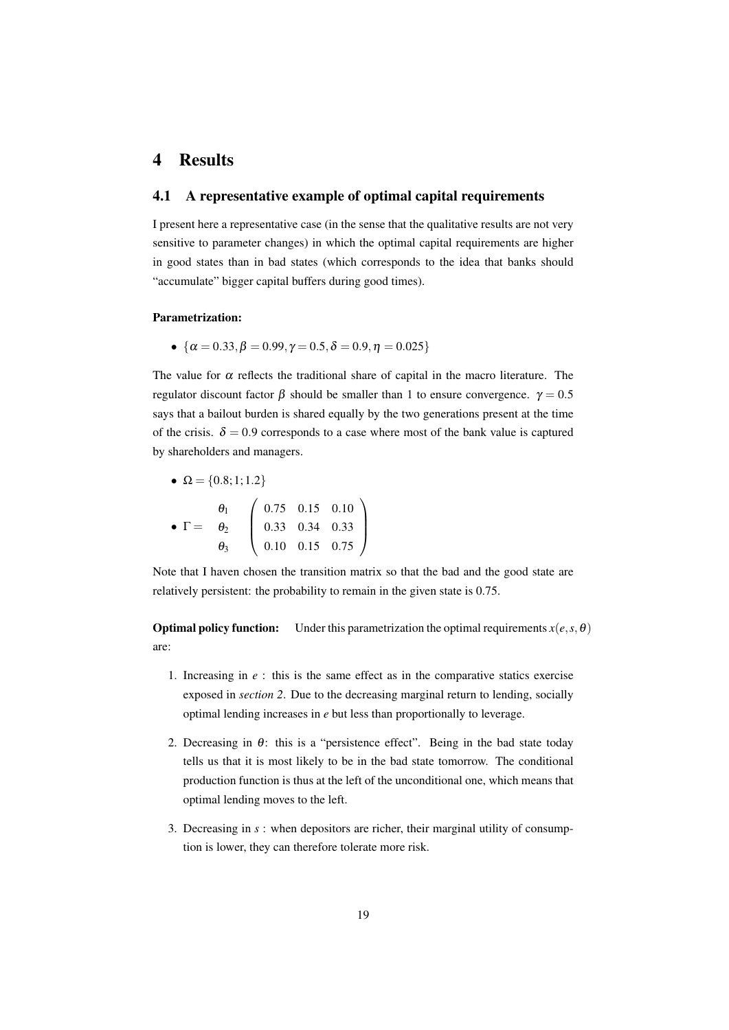# 4 Results

## 4.1 A representative example of optimal capital requirements

I present here a representative case (in the sense that the qualitative results are not very sensitive to parameter changes) in which the optimal capital requirements are higher in good states than in bad states (which corresponds to the idea that banks should "accumulate" bigger capital buffers during good times).

**Parametrization:**

- $\{\alpha = 0.33, \beta = 0.99, \gamma = 0.5, \delta = 0.9, \eta = 0.025\}$

The value for $\alpha$ reflects the traditional share of capital in the macro literature. The regulator discount factor $\beta$ should be smaller than 1 to ensure convergence. $\gamma = 0.5$ says that a bailout burden is shared equally by the two generations present at the time of the crisis. $\delta = 0.9$ corresponds to a case where most of the bank value is captured by shareholders and managers.

- $\Omega = \{0.8; 1; 1.2\}$

- $\Gamma = \begin{matrix} \theta_1 \\ \theta_2 \\ \theta_3 \end{matrix} \begin{pmatrix} 0.75 & 0.15 & 0.10 \\ 0.33 & 0.34 & 0.33 \\ 0.10 & 0.15 & 0.75 \end{pmatrix}$

Note that I haven chosen the transition matrix so that the bad and the good state are relatively persistent: the probability to remain in the given state is 0.75.

**Optimal policy function:** Under this parametrization the optimal requirements $x(e, s, \theta)$ are:

1. Increasing in $e$ : this is the same effect as in the comparative statics exercise exposed in *section 2*. Due to the decreasing marginal return to lending, socially optimal lending increases in $e$ but less than proportionally to leverage.
2. Decreasing in $\theta$: this is a "persistence effect". Being in the bad state today tells us that it is most likely to be in the bad state tomorrow. The conditional production function is thus at the left of the unconditional one, which means that optimal lending moves to the left.
3. Decreasing in $s$ : when depositors are richer, their marginal utility of consumption is lower, they can therefore tolerate more risk.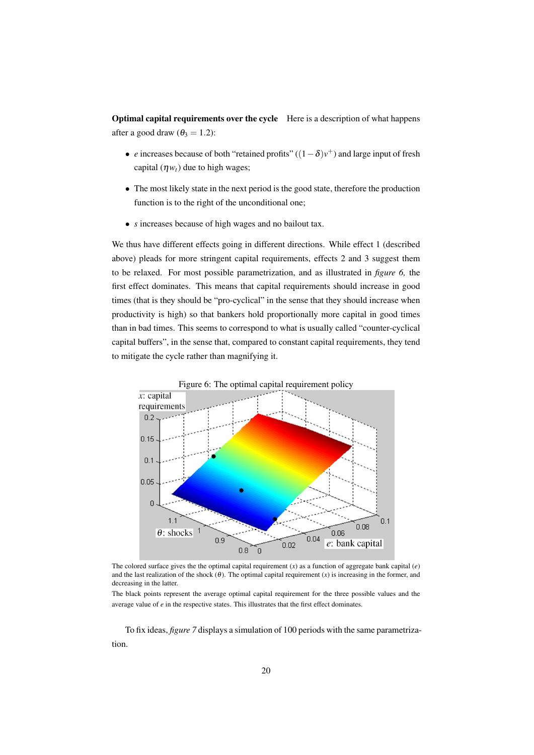**Optimal capital requirements over the cycle** Here is a description of what happens after a good draw ($\theta_3 = 1.2$):

- $e$ increases because of both "retained profits" ($(1-\delta)v^+$) and large input of fresh capital ($\eta w_t$) due to high wages;
- The most likely state in the next period is the good state, therefore the production function is to the right of the unconditional one;
- $s$ increases because of high wages and no bailout tax.

We thus have different effects going in different directions. While effect 1 (described above) pleads for more stringent capital requirements, effects 2 and 3 suggest them to be relaxed. For most possible parametrization, and as illustrated in *figure 6,* the first effect dominates. This means that capital requirements should increase in good times (that is they should be "pro-cyclical" in the sense that they should increase when productivity is high) so that bankers hold proportionally more capital in good times than in bad times. This seems to correspond to what is usually called "counter-cyclical capital buffers", in the sense that, compared to constant capital requirements, they tend to mitigate the cycle rather than magnifying it.

Figure 6: The optimal capital requirement policy

The colored surface gives the the optimal capital requirement ($x$) as a function of aggregate bank capital ($e$) and the last realization of the shock ($\theta$). The optimal capital requirement ($x$) is increasing in the former, and decreasing in the latter.

The black points represent the average optimal capital requirement for the three possible values and the average value of $e$ in the respective states. This illustrates that the first effect dominates.

To fix ideas, *figure 7* displays a simulation of 100 periods with the same parametrization.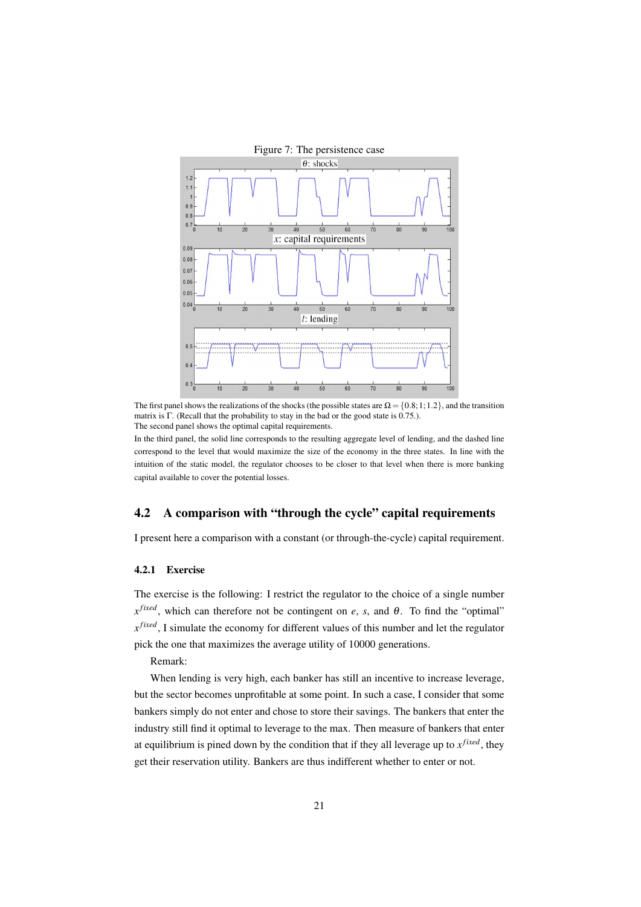Figure 7: The persistence case

The first panel shows the realizations of the shocks (the possible states are $\Omega = \{0.8; 1; 1.2\}$, and the transition matrix is $\Gamma$. (Recall that the probability to stay in the bad or the good state is 0.75.).

The second panel shows the optimal capital requirements.

In the third panel, the solid line corresponds to the resulting aggregate level of lending, and the dashed line correspond to the level that would maximize the size of the economy in the three states. In line with the intuition of the static model, the regulator chooses to be closer to that level when there is more banking capital available to cover the potential losses.

## 4.2 A comparison with "through the cycle" capital requirements

I present here a comparison with a constant (or through-the-cycle) capital requirement.

### 4.2.1 Exercise

The exercise is the following: I restrict the regulator to the choice of a single number $x^{fixed}$, which can therefore not be contingent on $e$, $s$, and $\theta$. To find the "optimal" $x^{fixed}$, I simulate the economy for different values of this number and let the regulator pick the one that maximizes the average utility of 10000 generations.

Remark:

When lending is very high, each banker has still an incentive to increase leverage, but the sector becomes unprofitable at some point. In such a case, I consider that some bankers simply do not enter and chose to store their savings. The bankers that enter the industry still find it optimal to leverage to the max. Then measure of bankers that enter at equilibrium is pined down by the condition that if they all leverage up to $x^{fixed}$, they get their reservation utility. Bankers are thus indifferent whether to enter or not.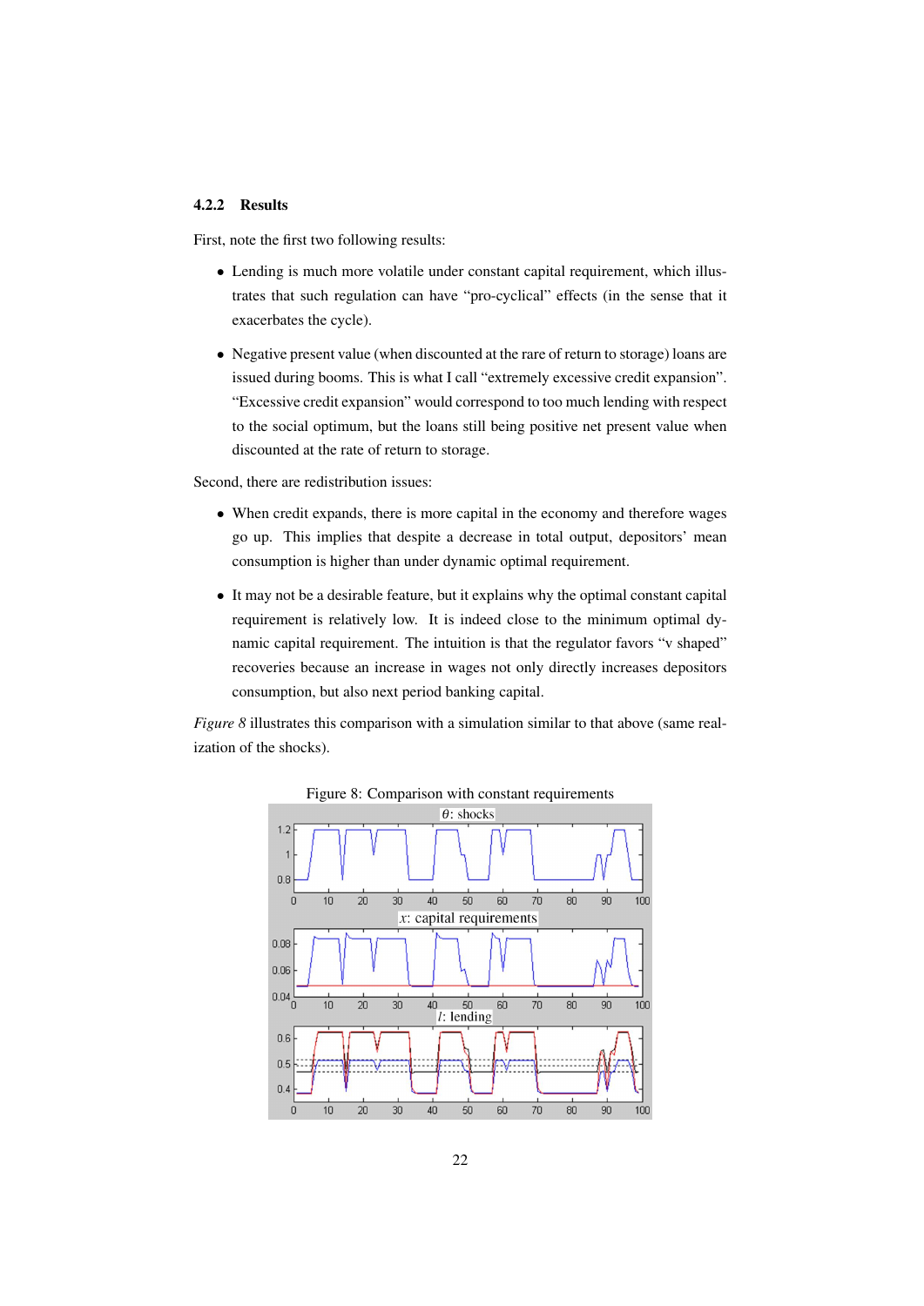#### 4.2.2 Results

First, note the first two following results:

- Lending is much more volatile under constant capital requirement, which illustrates that such regulation can have "pro-cyclical" effects (in the sense that it exacerbates the cycle).
- Negative present value (when discounted at the rare of return to storage) loans are issued during booms. This is what I call "extremely excessive credit expansion". "Excessive credit expansion" would correspond to too much lending with respect to the social optimum, but the loans still being positive net present value when discounted at the rate of return to storage.

Second, there are redistribution issues:

- When credit expands, there is more capital in the economy and therefore wages go up. This implies that despite a decrease in total output, depositors' mean consumption is higher than under dynamic optimal requirement.
- It may not be a desirable feature, but it explains why the optimal constant capital requirement is relatively low. It is indeed close to the minimum optimal dynamic capital requirement. The intuition is that the regulator favors "v shaped" recoveries because an increase in wages not only directly increases depositors consumption, but also next period banking capital.

*Figure 8* illustrates this comparison with a simulation similar to that above (same realization of the shocks).

Figure 8: Comparison with constant requirements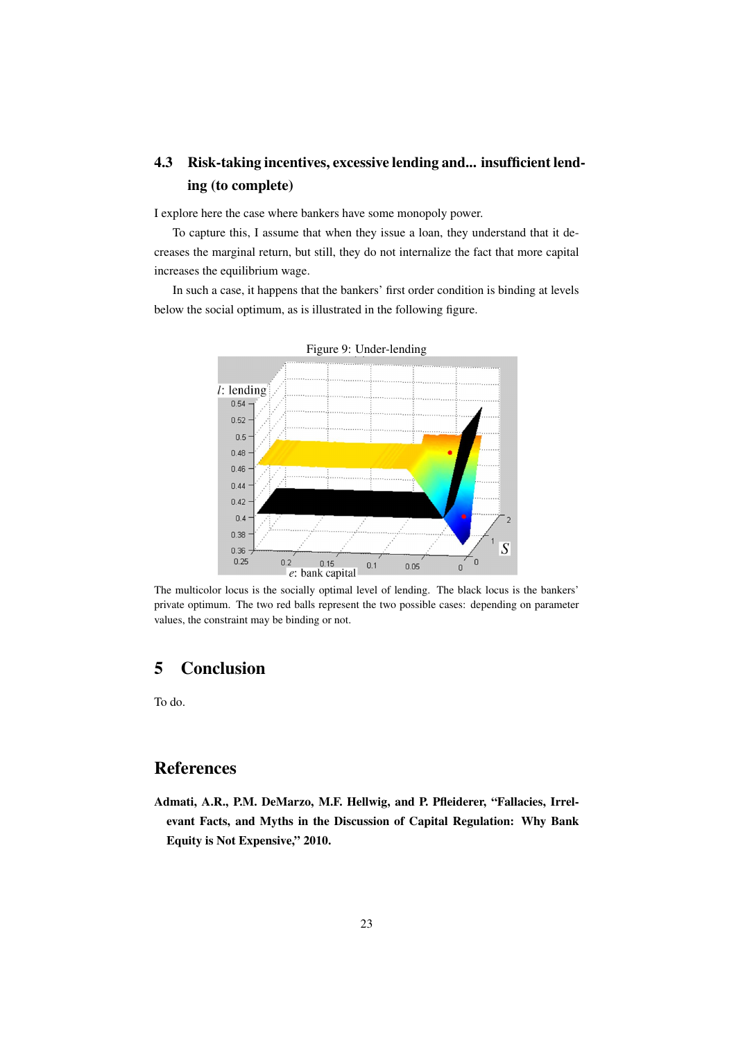### 4.3 Risk-taking incentives, excessive lending and... insufficient lending (to complete)

I explore here the case where bankers have some monopoly power.

To capture this, I assume that when they issue a loan, they understand that it decreases the marginal return, but still, they do not internalize the fact that more capital increases the equilibrium wage.

In such a case, it happens that the bankers' first order condition is binding at levels below the social optimum, as is illustrated in the following figure.

Figure 9: Under-lending

The multicolor locus is the socially optimal level of lending. The black locus is the bankers' private optimum. The two red balls represent the two possible cases: depending on parameter values, the constraint may be binding or not.

## 5 Conclusion

To do.

## References

**Admati, A.R., P.M. DeMarzo, M.F. Hellwig, and P. Pfleiderer, "Fallacies, Irrelevant Facts, and Myths in the Discussion of Capital Regulation: Why Bank Equity is Not Expensive," 2010.**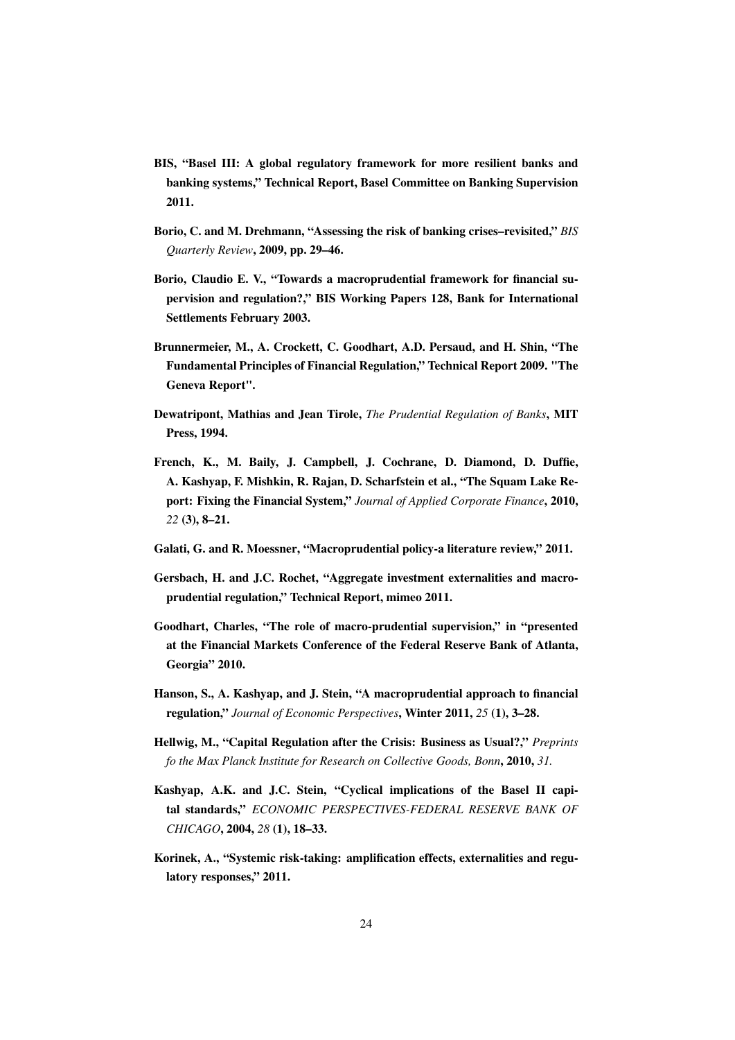**BIS, "Basel III: A global regulatory framework for more resilient banks and banking systems," Technical Report, Basel Committee on Banking Supervision 2011.**

**Borio, C. and M. Drehmann, "Assessing the risk of banking crises–revisited,"** *BIS Quarterly Review*, **2009, pp. 29–46.**

**Borio, Claudio E. V., "Towards a macroprudential framework for financial supervision and regulation?," BIS Working Papers 128, Bank for International Settlements February 2003.**

**Brunnermeier, M., A. Crockett, C. Goodhart, A.D. Persaud, and H. Shin, "The Fundamental Principles of Financial Regulation," Technical Report 2009. "The Geneva Report".**

**Dewatripont, Mathias and Jean Tirole,** *The Prudential Regulation of Banks*, **MIT Press, 1994.**

**French, K., M. Baily, J. Campbell, J. Cochrane, D. Diamond, D. Duffie, A. Kashyap, F. Mishkin, R. Rajan, D. Scharfstein et al., "The Squam Lake Report: Fixing the Financial System,"** *Journal of Applied Corporate Finance*, **2010,** *22* **(3), 8–21.**

**Galati, G. and R. Moessner, "Macroprudential policy-a literature review," 2011.**

**Gersbach, H. and J.C. Rochet, "Aggregate investment externalities and macroprudential regulation," Technical Report, mimeo 2011.**

**Goodhart, Charles, "The role of macro-prudential supervision," in "presented at the Financial Markets Conference of the Federal Reserve Bank of Atlanta, Georgia" 2010.**

**Hanson, S., A. Kashyap, and J. Stein, "A macroprudential approach to financial regulation,"** *Journal of Economic Perspectives*, **Winter 2011,** *25* **(1), 3–28.**

**Hellwig, M., "Capital Regulation after the Crisis: Business as Usual?,"** *Preprints fo the Max Planck Institute for Research on Collective Goods, Bonn*, **2010,** *31.*

**Kashyap, A.K. and J.C. Stein, "Cyclical implications of the Basel II capital standards,"** *ECONOMIC PERSPECTIVES-FEDERAL RESERVE BANK OF CHICAGO*, **2004,** *28* **(1), 18–33.**

**Korinek, A., "Systemic risk-taking: amplification effects, externalities and regulatory responses," 2011.**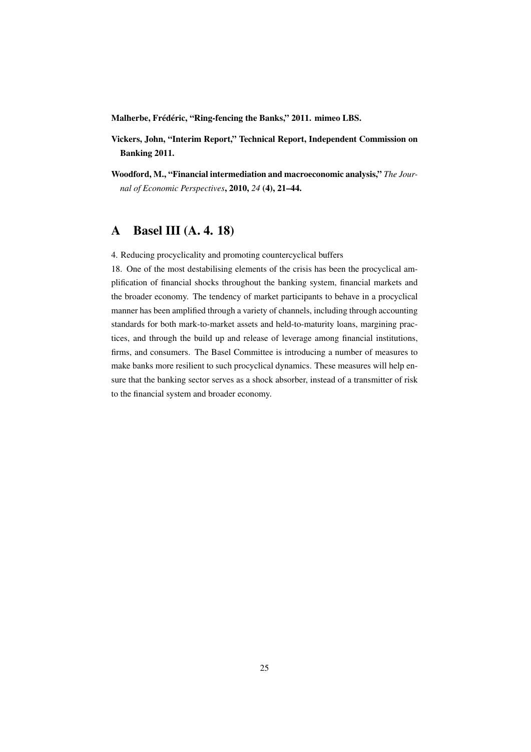**Malherbe, Frédéric, "Ring-fencing the Banks," 2011. mimeo LBS.**

**Vickers, John, "Interim Report," Technical Report, Independent Commission on Banking 2011.**

**Woodford, M., "Financial intermediation and macroeconomic analysis,"** ***The Journal of Economic Perspectives*****, 2010,** ***24*** **(4), 21–44.**

# A Basel III (A. 4. 18)

4. Reducing procyclicality and promoting countercyclical buffers

18. One of the most destabilising elements of the crisis has been the procyclical amplification of financial shocks throughout the banking system, financial markets and the broader economy. The tendency of market participants to behave in a procyclical manner has been amplified through a variety of channels, including through accounting standards for both mark-to-market assets and held-to-maturity loans, margining practices, and through the build up and release of leverage among financial institutions, firms, and consumers. The Basel Committee is introducing a number of measures to make banks more resilient to such procyclical dynamics. These measures will help ensure that the banking sector serves as a shock absorber, instead of a transmitter of risk to the financial system and broader economy.